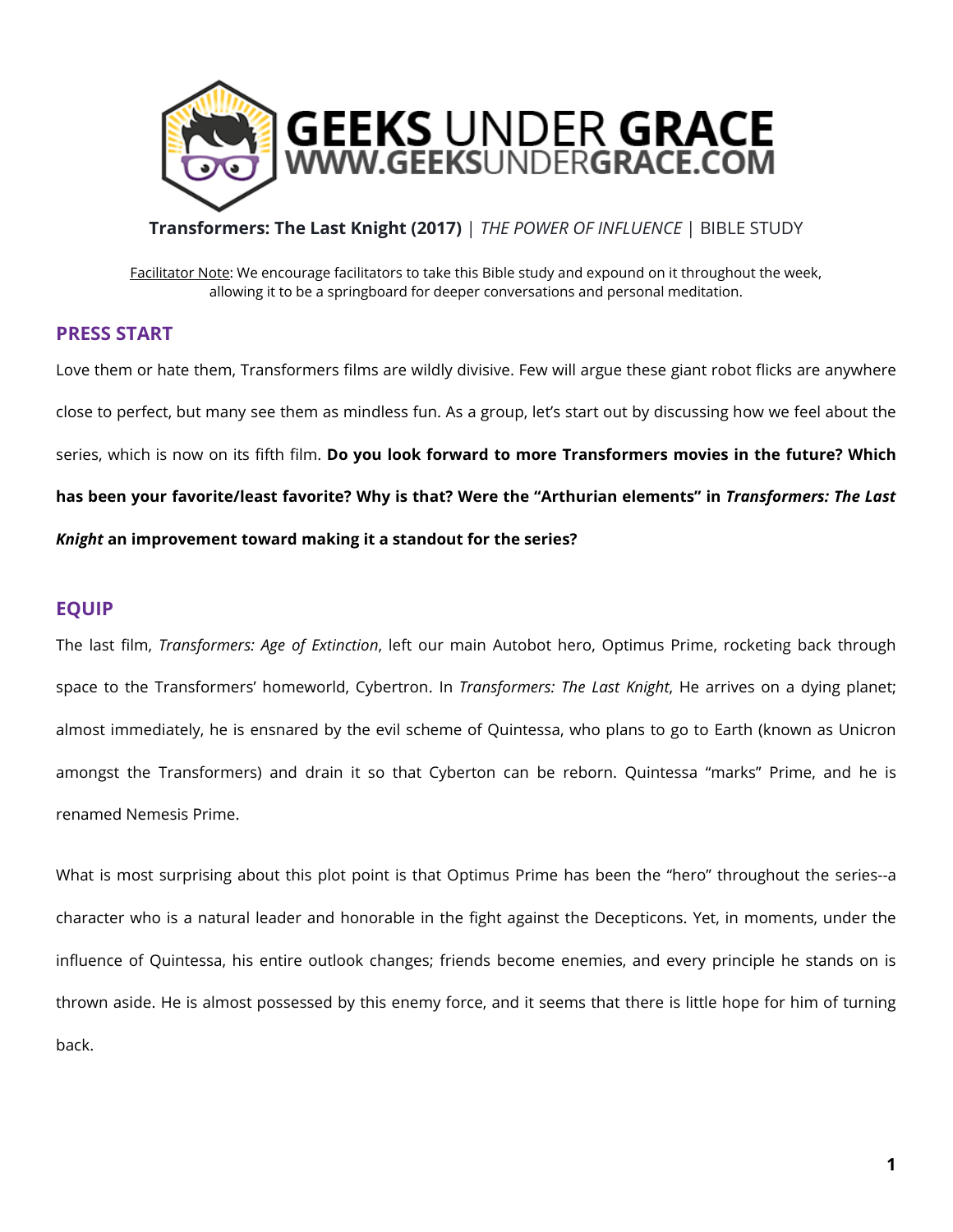# GEEKS UNDER GRACE
WWW.GEEKSUNDERGRACE.COM

**Transformers: The Last Knight (2017)** | *THE POWER OF INFLUENCE* | BIBLE STUDY

Facilitator Note: We encourage facilitators to take this Bible study and expound on it throughout the week, allowing it to be a springboard for deeper conversations and personal meditation.

## PRESS START

Love them or hate them, Transformers films are wildly divisive. Few will argue these giant robot flicks are anywhere close to perfect, but many see them as mindless fun. As a group, let's start out by discussing how we feel about the series, which is now on its fifth film. **Do you look forward to more Transformers movies in the future? Which has been your favorite/least favorite? Why is that? Were the "Arthurian elements" in *Transformers: The Last Knight* an improvement toward making it a standout for the series?**

## EQUIP

The last film, *Transformers: Age of Extinction*, left our main Autobot hero, Optimus Prime, rocketing back through space to the Transformers' homeworld, Cybertron. In *Transformers: The Last Knight*, He arrives on a dying planet; almost immediately, he is ensnared by the evil scheme of Quintessa, who plans to go to Earth (known as Unicron amongst the Transformers) and drain it so that Cyberton can be reborn. Quintessa "marks" Prime, and he is renamed Nemesis Prime.

What is most surprising about this plot point is that Optimus Prime has been the "hero" throughout the series--a character who is a natural leader and honorable in the fight against the Decepticons. Yet, in moments, under the influence of Quintessa, his entire outlook changes; friends become enemies, and every principle he stands on is thrown aside. He is almost possessed by this enemy force, and it seems that there is little hope for him of turning back.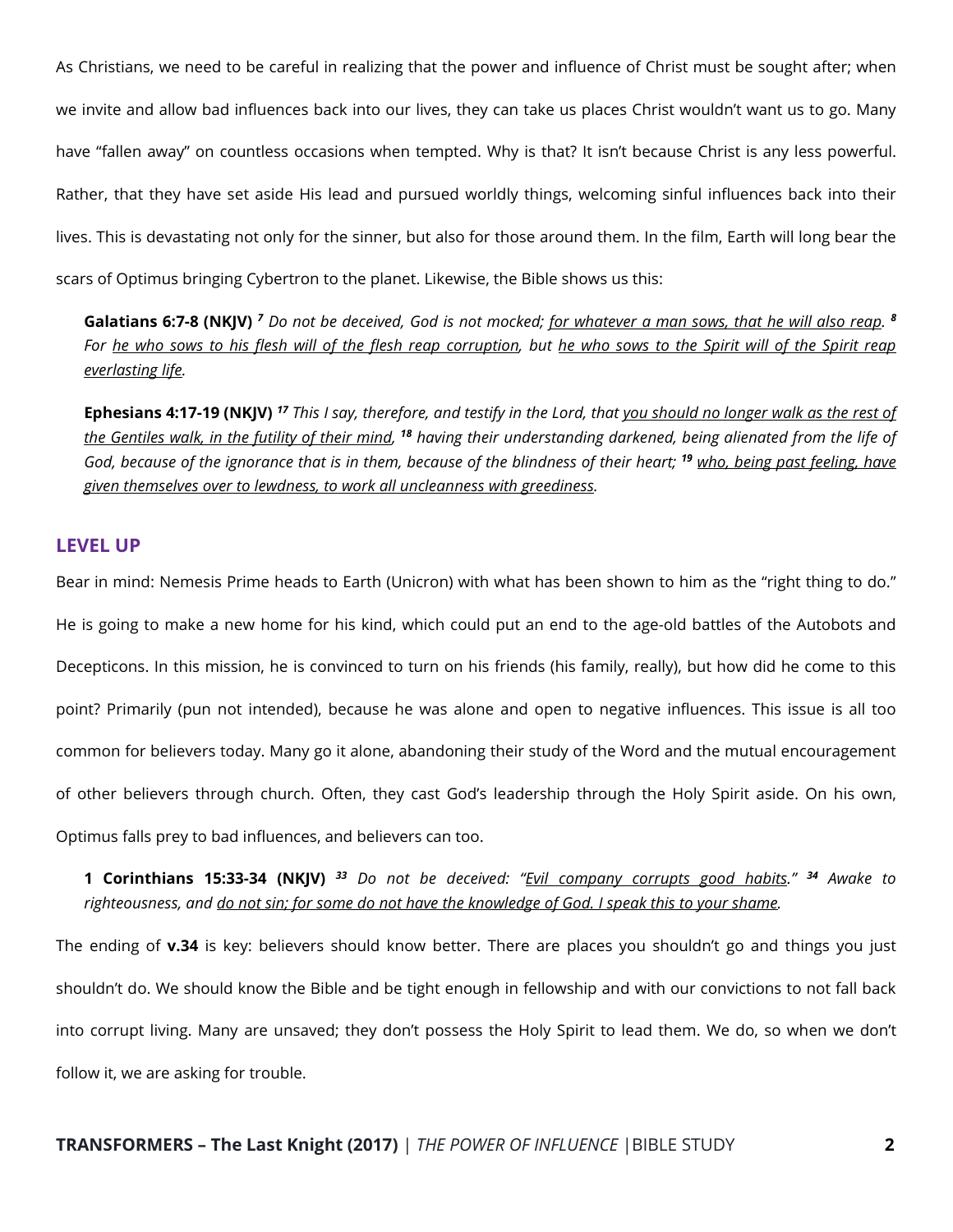As Christians, we need to be careful in realizing that the power and influence of Christ must be sought after; when we invite and allow bad influences back into our lives, they can take us places Christ wouldn't want us to go. Many have "fallen away" on countless occasions when tempted. Why is that? It isn't because Christ is any less powerful. Rather, that they have set aside His lead and pursued worldly things, welcoming sinful influences back into their lives. This is devastating not only for the sinner, but also for those around them. In the film, Earth will long bear the scars of Optimus bringing Cybertron to the planet. Likewise, the Bible shows us this:

> **Galatians 6:7-8 (NKJV)** *[7] Do not be deceived, God is not mocked; <u>for whatever a man sows, that he will also reap</u>. [8] For <u>he who sows to his flesh will of the flesh reap corruption</u>, but <u>he who sows to the Spirit will of the Spirit reap everlasting life</u>.*

> **Ephesians 4:17-19 (NKJV)** *[17] This I say, therefore, and testify in the Lord, that <u>you should no longer walk as the rest of the Gentiles walk, in the futility of their mind</u>, [18] having their understanding darkened, being alienated from the life of God, because of the ignorance that is in them, because of the blindness of their heart; [19] <u>who, being past feeling, have given themselves over to lewdness, to work all uncleanness with greediness</u>.*

## LEVEL UP

Bear in mind: Nemesis Prime heads to Earth (Unicron) with what has been shown to him as the "right thing to do." He is going to make a new home for his kind, which could put an end to the age-old battles of the Autobots and Decepticons. In this mission, he is convinced to turn on his friends (his family, really), but how did he come to this point? Primarily (pun not intended), because he was alone and open to negative influences. This issue is all too common for believers today. Many go it alone, abandoning their study of the Word and the mutual encouragement of other believers through church. Often, they cast God's leadership through the Holy Spirit aside. On his own, Optimus falls prey to bad influences, and believers can too.

> **1 Corinthians 15:33-34 (NKJV)** *[33] Do not be deceived: "<u>Evil company corrupts good habits</u>." [34] Awake to righteousness, and <u>do not sin; for some do not have the knowledge of God. I speak this to your shame</u>.*

The ending of **v.34** is key: believers should know better. There are places you shouldn't go and things you just shouldn't do. We should know the Bible and be tight enough in fellowship and with our convictions to not fall back into corrupt living. Many are unsaved; they don't possess the Holy Spirit to lead them. We do, so when we don't follow it, we are asking for trouble.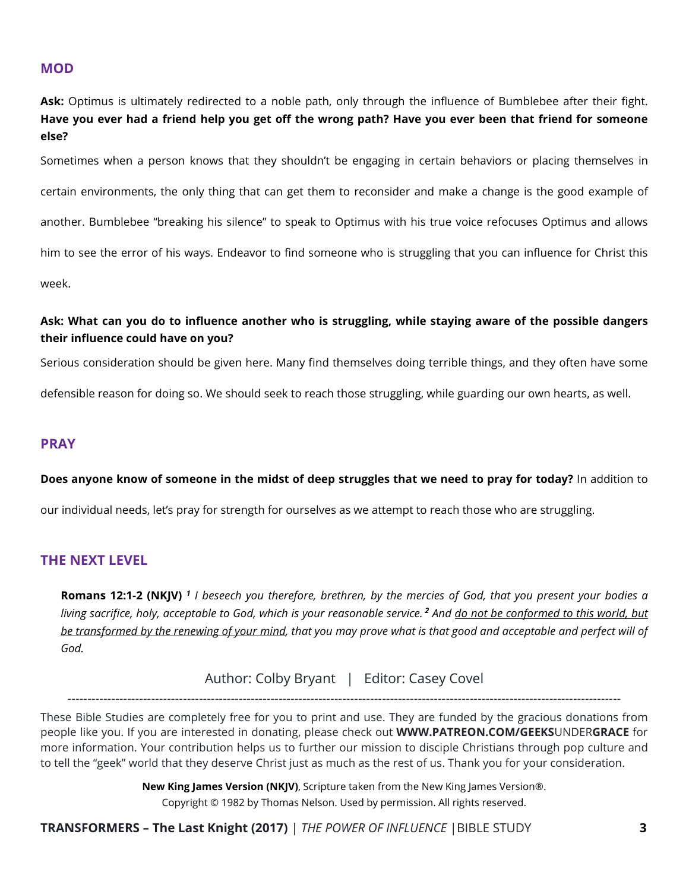## MOD

**Ask:** Optimus is ultimately redirected to a noble path, only through the influence of Bumblebee after their fight. **Have you ever had a friend help you get off the wrong path? Have you ever been that friend for someone else?**

Sometimes when a person knows that they shouldn't be engaging in certain behaviors or placing themselves in certain environments, the only thing that can get them to reconsider and make a change is the good example of another. Bumblebee "breaking his silence" to speak to Optimus with his true voice refocuses Optimus and allows him to see the error of his ways. Endeavor to find someone who is struggling that you can influence for Christ this week.

**Ask: What can you do to influence another who is struggling, while staying aware of the possible dangers their influence could have on you?**

Serious consideration should be given here. Many find themselves doing terrible things, and they often have some defensible reason for doing so. We should seek to reach those struggling, while guarding our own hearts, as well.

## PRAY

**Does anyone know of someone in the midst of deep struggles that we need to pray for today?** In addition to our individual needs, let's pray for strength for ourselves as we attempt to reach those who are struggling.

## THE NEXT LEVEL

> **Romans 12:1-2 (NKJV)** ***1*** *I beseech you therefore, brethren, by the mercies of God, that you present your bodies a living sacrifice, holy, acceptable to God, which is your reasonable service.* ***2*** *And <u>do not be conformed to this world, but be transformed by the renewing of your mind</u>, that you may prove what is that good and acceptable and perfect will of God.*

Author: Colby Bryant | Editor: Casey Covel

---

These Bible Studies are completely free for you to print and use. They are funded by the gracious donations from people like you. If you are interested in donating, please check out **WWW.PATREON.COM/GEEKS**UNDER**GRACE** for more information. Your contribution helps us to further our mission to disciple Christians through pop culture and to tell the "geek" world that they deserve Christ just as much as the rest of us. Thank you for your consideration.

**New King James Version (NKJV)**, Scripture taken from the New King James Version®.
Copyright © 1982 by Thomas Nelson. Used by permission. All rights reserved.